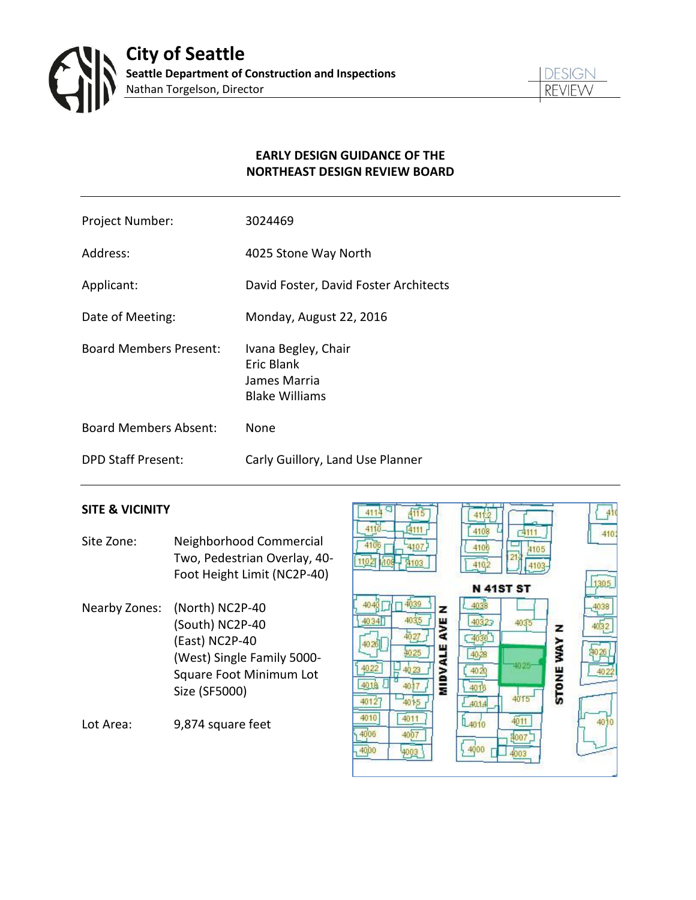**City of Seattle**
**Seattle Department of Construction and Inspections**
Nathan Torgelson, Director

DESIGN REVIEW

## EARLY DESIGN GUIDANCE OF THE NORTHEAST DESIGN REVIEW BOARD

| | |
|---|---|
| Project Number: | 3024469 |
| Address: | 4025 Stone Way North |
| Applicant: | David Foster, David Foster Architects |
| Date of Meeting: | Monday, August 22, 2016 |
| Board Members Present: | Ivana Begley, Chair<br>Eric Blank<br>James Marria<br>Blake Williams |
| Board Members Absent: | None |
| DPD Staff Present: | Carly Guillory, Land Use Planner |

### SITE & VICINITY

| | |
|---|---|
| Site Zone: | Neighborhood Commercial Two, Pedestrian Overlay, 40-Foot Height Limit (NC2P-40) |
| Nearby Zones: | (North) NC2P-40<br>(South) NC2P-40<br>(East) NC2P-40<br>(West) Single Family 5000-Square Foot Minimum Lot Size (SF5000) |
| Lot Area: | 9,874 square feet |

N 41ST ST
MIDVALE AVE N
STONE WAY N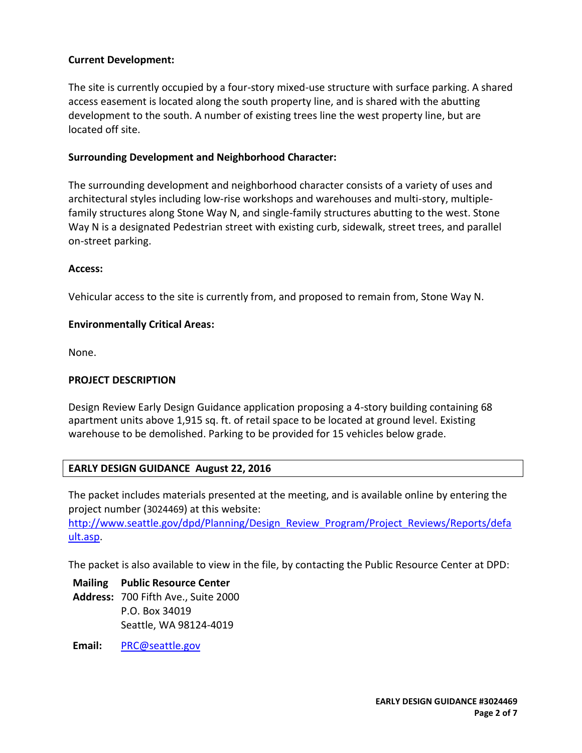**Current Development:**

The site is currently occupied by a four-story mixed-use structure with surface parking. A shared access easement is located along the south property line, and is shared with the abutting development to the south. A number of existing trees line the west property line, but are located off site.

**Surrounding Development and Neighborhood Character:**

The surrounding development and neighborhood character consists of a variety of uses and architectural styles including low-rise workshops and warehouses and multi-story, multiple-family structures along Stone Way N, and single-family structures abutting to the west. Stone Way N is a designated Pedestrian street with existing curb, sidewalk, street trees, and parallel on-street parking.

**Access:**

Vehicular access to the site is currently from, and proposed to remain from, Stone Way N.

**Environmentally Critical Areas:**

None.

**PROJECT DESCRIPTION**

Design Review Early Design Guidance application proposing a 4-story building containing 68 apartment units above 1,915 sq. ft. of retail space to be located at ground level. Existing warehouse to be demolished. Parking to be provided for 15 vehicles below grade.

**EARLY DESIGN GUIDANCE August 22, 2016**

The packet includes materials presented at the meeting, and is available online by entering the project number (3024469) at this website:
[http://www.seattle.gov/dpd/Planning/Design_Review_Program/Project_Reviews/Reports/default.asp](http://www.seattle.gov/dpd/Planning/Design_Review_Program/Project_Reviews/Reports/default.asp).

The packet is also available to view in the file, by contacting the Public Resource Center at DPD:

**Mailing Address:** **Public Resource Center**
700 Fifth Ave., Suite 2000
P.O. Box 34019
Seattle, WA 98124-4019

**Email:** [PRC@seattle.gov](mailto:PRC@seattle.gov)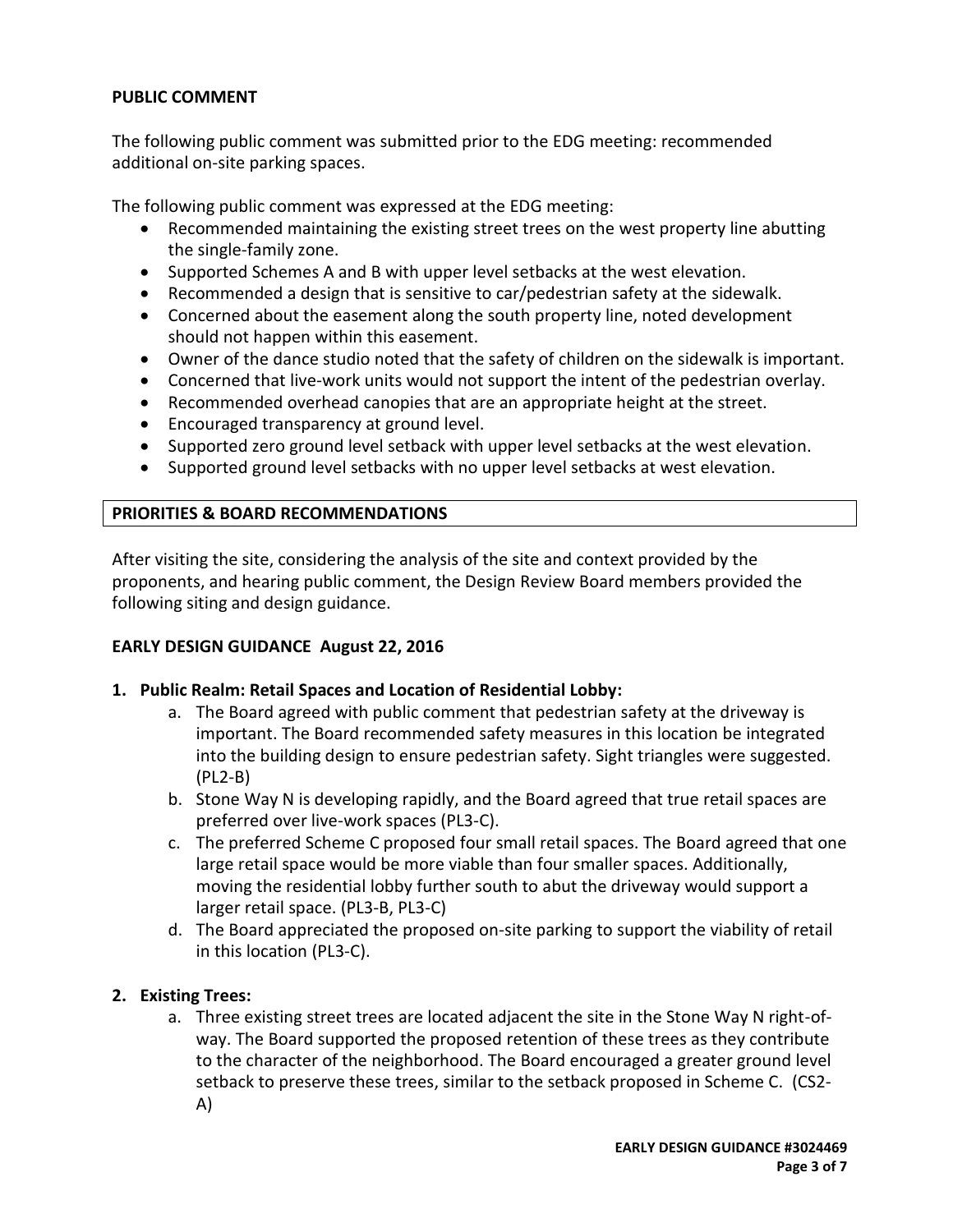**PUBLIC COMMENT**

The following public comment was submitted prior to the EDG meeting: recommended additional on-site parking spaces.

The following public comment was expressed at the EDG meeting:

- Recommended maintaining the existing street trees on the west property line abutting the single-family zone.
- Supported Schemes A and B with upper level setbacks at the west elevation.
- Recommended a design that is sensitive to car/pedestrian safety at the sidewalk.
- Concerned about the easement along the south property line, noted development should not happen within this easement.
- Owner of the dance studio noted that the safety of children on the sidewalk is important.
- Concerned that live-work units would not support the intent of the pedestrian overlay.
- Recommended overhead canopies that are an appropriate height at the street.
- Encouraged transparency at ground level.
- Supported zero ground level setback with upper level setbacks at the west elevation.
- Supported ground level setbacks with no upper level setbacks at west elevation.

## PRIORITIES & BOARD RECOMMENDATIONS

After visiting the site, considering the analysis of the site and context provided by the proponents, and hearing public comment, the Design Review Board members provided the following siting and design guidance.

**EARLY DESIGN GUIDANCE August 22, 2016**

1. **Public Realm: Retail Spaces and Location of Residential Lobby:**
   a. The Board agreed with public comment that pedestrian safety at the driveway is important. The Board recommended safety measures in this location be integrated into the building design to ensure pedestrian safety. Sight triangles were suggested. (PL2-B)
   b. Stone Way N is developing rapidly, and the Board agreed that true retail spaces are preferred over live-work spaces (PL3-C).
   c. The preferred Scheme C proposed four small retail spaces. The Board agreed that one large retail space would be more viable than four smaller spaces. Additionally, moving the residential lobby further south to abut the driveway would support a larger retail space. (PL3-B, PL3-C)
   d. The Board appreciated the proposed on-site parking to support the viability of retail in this location (PL3-C).

2. **Existing Trees:**
   a. Three existing street trees are located adjacent the site in the Stone Way N right-of-way. The Board supported the proposed retention of these trees as they contribute to the character of the neighborhood. The Board encouraged a greater ground level setback to preserve these trees, similar to the setback proposed in Scheme C. (CS2-A)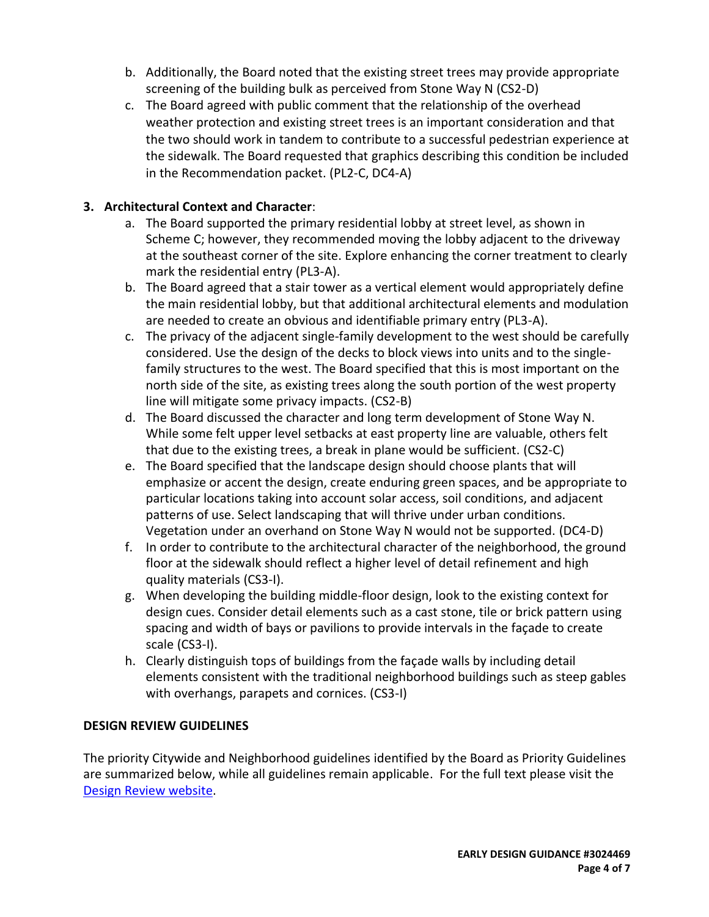b. Additionally, the Board noted that the existing street trees may provide appropriate screening of the building bulk as perceived from Stone Way N (CS2-D)
c. The Board agreed with public comment that the relationship of the overhead weather protection and existing street trees is an important consideration and that the two should work in tandem to contribute to a successful pedestrian experience at the sidewalk. The Board requested that graphics describing this condition be included in the Recommendation packet. (PL2-C, DC4-A)

3. **Architectural Context and Character**:
   a. The Board supported the primary residential lobby at street level, as shown in Scheme C; however, they recommended moving the lobby adjacent to the driveway at the southeast corner of the site. Explore enhancing the corner treatment to clearly mark the residential entry (PL3-A).
   b. The Board agreed that a stair tower as a vertical element would appropriately define the main residential lobby, but that additional architectural elements and modulation are needed to create an obvious and identifiable primary entry (PL3-A).
   c. The privacy of the adjacent single-family development to the west should be carefully considered. Use the design of the decks to block views into units and to the single-family structures to the west. The Board specified that this is most important on the north side of the site, as existing trees along the south portion of the west property line will mitigate some privacy impacts. (CS2-B)
   d. The Board discussed the character and long term development of Stone Way N. While some felt upper level setbacks at east property line are valuable, others felt that due to the existing trees, a break in plane would be sufficient. (CS2-C)
   e. The Board specified that the landscape design should choose plants that will emphasize or accent the design, create enduring green spaces, and be appropriate to particular locations taking into account solar access, soil conditions, and adjacent patterns of use. Select landscaping that will thrive under urban conditions. Vegetation under an overhand on Stone Way N would not be supported. (DC4-D)
   f. In order to contribute to the architectural character of the neighborhood, the ground floor at the sidewalk should reflect a higher level of detail refinement and high quality materials (CS3-I).
   g. When developing the building middle-floor design, look to the existing context for design cues. Consider detail elements such as a cast stone, tile or brick pattern using spacing and width of bays or pavilions to provide intervals in the façade to create scale (CS3-I).
   h. Clearly distinguish tops of buildings from the façade walls by including detail elements consistent with the traditional neighborhood buildings such as steep gables with overhangs, parapets and cornices. (CS3-I)

## DESIGN REVIEW GUIDELINES

The priority Citywide and Neighborhood guidelines identified by the Board as Priority Guidelines are summarized below, while all guidelines remain applicable. For the full text please visit the Design Review website.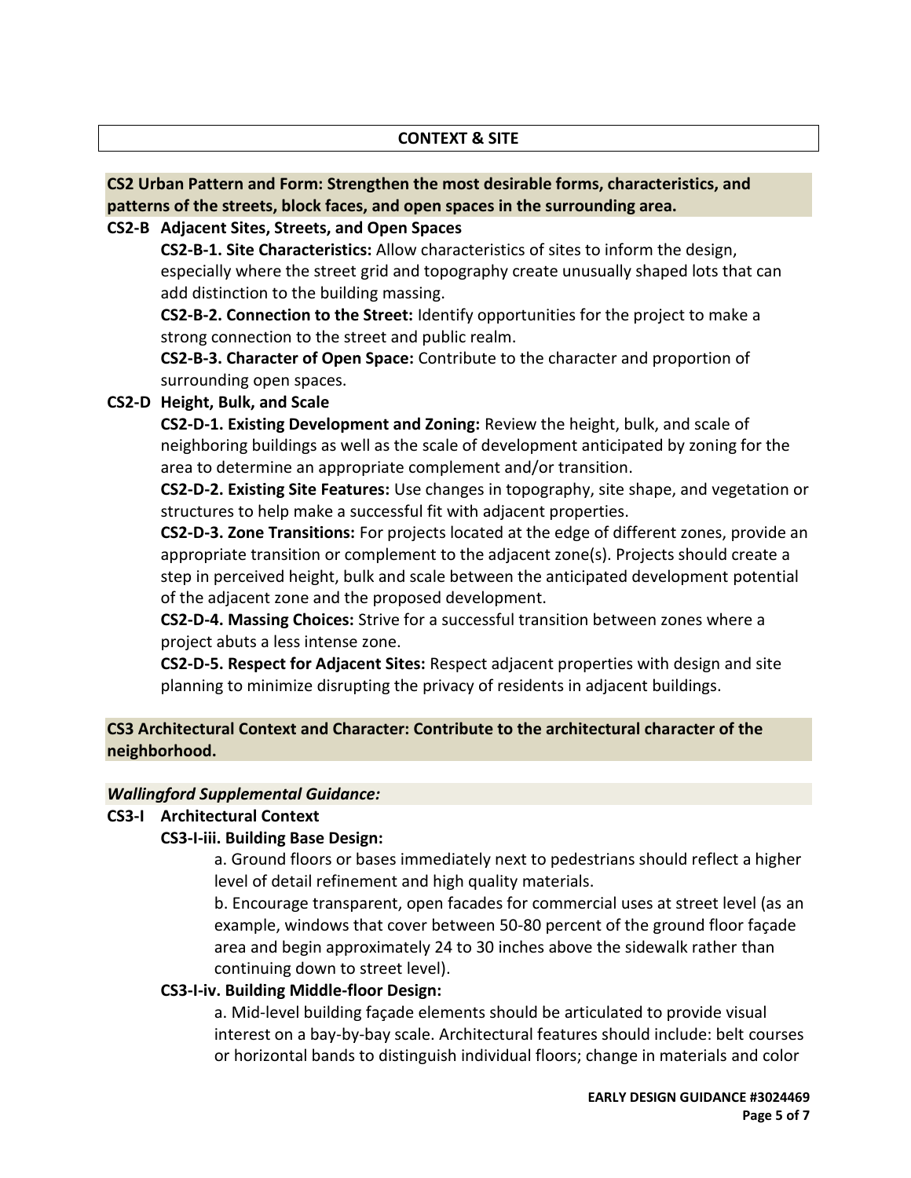## CONTEXT & SITE

**CS2 Urban Pattern and Form: Strengthen the most desirable forms, characteristics, and patterns of the streets, block faces, and open spaces in the surrounding area.**

**CS2-B Adjacent Sites, Streets, and Open Spaces**

**CS2-B-1. Site Characteristics:** Allow characteristics of sites to inform the design, especially where the street grid and topography create unusually shaped lots that can add distinction to the building massing.

**CS2-B-2. Connection to the Street:** Identify opportunities for the project to make a strong connection to the street and public realm.

**CS2-B-3. Character of Open Space:** Contribute to the character and proportion of surrounding open spaces.

**CS2-D Height, Bulk, and Scale**

**CS2-D-1. Existing Development and Zoning:** Review the height, bulk, and scale of neighboring buildings as well as the scale of development anticipated by zoning for the area to determine an appropriate complement and/or transition.

**CS2-D-2. Existing Site Features:** Use changes in topography, site shape, and vegetation or structures to help make a successful fit with adjacent properties.

**CS2-D-3. Zone Transitions:** For projects located at the edge of different zones, provide an appropriate transition or complement to the adjacent zone(s). Projects should create a step in perceived height, bulk and scale between the anticipated development potential of the adjacent zone and the proposed development.

**CS2-D-4. Massing Choices:** Strive for a successful transition between zones where a project abuts a less intense zone.

**CS2-D-5. Respect for Adjacent Sites:** Respect adjacent properties with design and site planning to minimize disrupting the privacy of residents in adjacent buildings.

**CS3 Architectural Context and Character: Contribute to the architectural character of the neighborhood.**

***Wallingford Supplemental Guidance:***

**CS3-I Architectural Context**

**CS3-I-iii. Building Base Design:**

a. Ground floors or bases immediately next to pedestrians should reflect a higher level of detail refinement and high quality materials.

b. Encourage transparent, open facades for commercial uses at street level (as an example, windows that cover between 50-80 percent of the ground floor façade area and begin approximately 24 to 30 inches above the sidewalk rather than continuing down to street level).

**CS3-I-iv. Building Middle-floor Design:**

a. Mid-level building façade elements should be articulated to provide visual interest on a bay-by-bay scale. Architectural features should include: belt courses or horizontal bands to distinguish individual floors; change in materials and color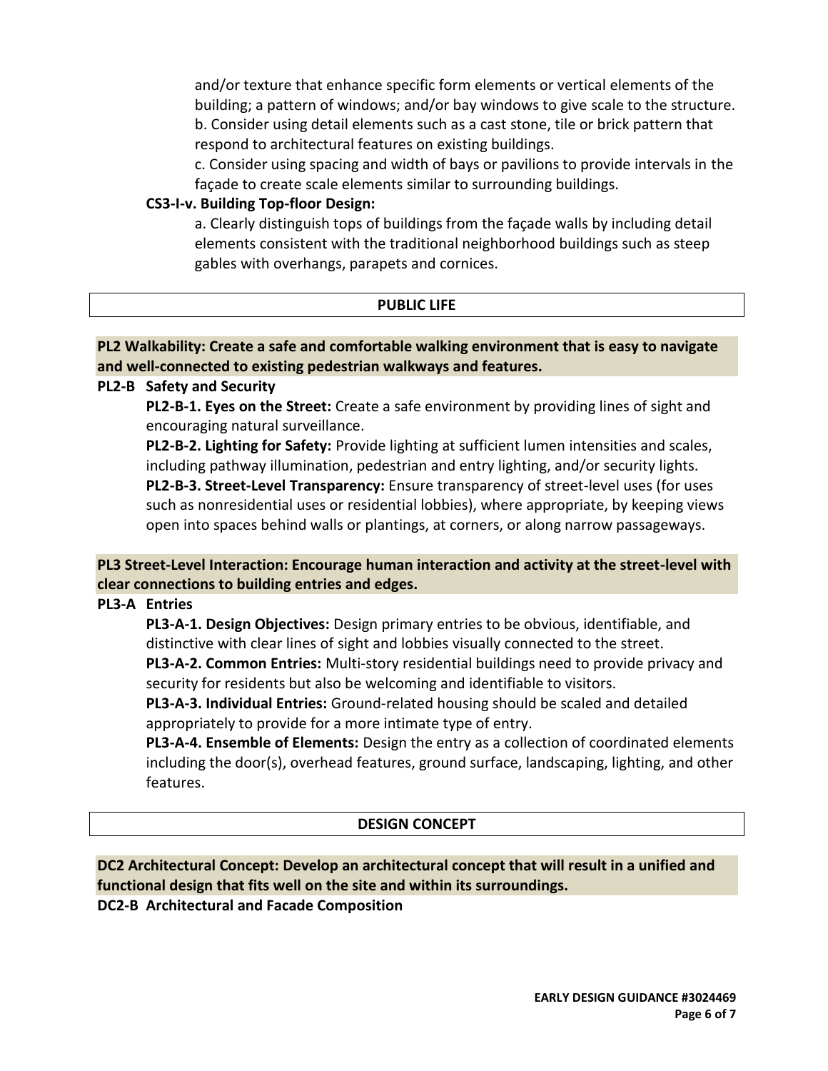and/or texture that enhance specific form elements or vertical elements of the building; a pattern of windows; and/or bay windows to give scale to the structure.

b. Consider using detail elements such as a cast stone, tile or brick pattern that respond to architectural features on existing buildings.

c. Consider using spacing and width of bays or pavilions to provide intervals in the façade to create scale elements similar to surrounding buildings.

**CS3-I-v. Building Top-floor Design:**

a. Clearly distinguish tops of buildings from the façade walls by including detail elements consistent with the traditional neighborhood buildings such as steep gables with overhangs, parapets and cornices.

## PUBLIC LIFE

**PL2 Walkability: Create a safe and comfortable walking environment that is easy to navigate and well-connected to existing pedestrian walkways and features.**

**PL2-B Safety and Security**

**PL2-B-1. Eyes on the Street:** Create a safe environment by providing lines of sight and encouraging natural surveillance.

**PL2-B-2. Lighting for Safety:** Provide lighting at sufficient lumen intensities and scales, including pathway illumination, pedestrian and entry lighting, and/or security lights.

**PL2-B-3. Street-Level Transparency:** Ensure transparency of street-level uses (for uses such as nonresidential uses or residential lobbies), where appropriate, by keeping views open into spaces behind walls or plantings, at corners, or along narrow passageways.

**PL3 Street-Level Interaction: Encourage human interaction and activity at the street-level with clear connections to building entries and edges.**

**PL3-A Entries**

**PL3-A-1. Design Objectives:** Design primary entries to be obvious, identifiable, and distinctive with clear lines of sight and lobbies visually connected to the street.

**PL3-A-2. Common Entries:** Multi-story residential buildings need to provide privacy and security for residents but also be welcoming and identifiable to visitors.

**PL3-A-3. Individual Entries:** Ground-related housing should be scaled and detailed appropriately to provide for a more intimate type of entry.

**PL3-A-4. Ensemble of Elements:** Design the entry as a collection of coordinated elements including the door(s), overhead features, ground surface, landscaping, lighting, and other features.

## DESIGN CONCEPT

**DC2 Architectural Concept: Develop an architectural concept that will result in a unified and functional design that fits well on the site and within its surroundings.**

**DC2-B Architectural and Facade Composition**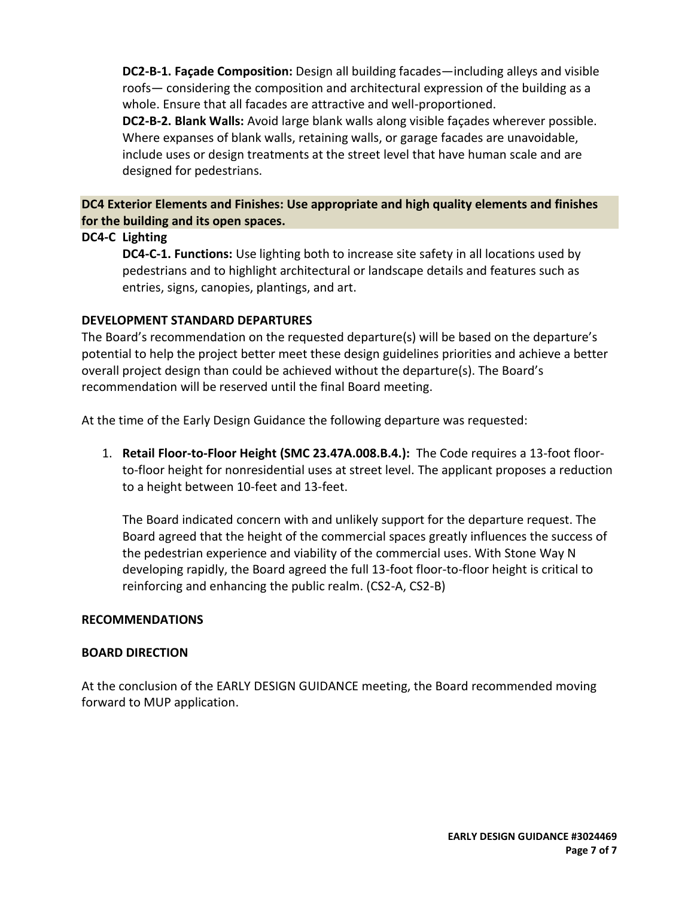**DC2-B-1. Façade Composition:** Design all building facades—including alleys and visible roofs— considering the composition and architectural expression of the building as a whole. Ensure that all facades are attractive and well-proportioned.

**DC2-B-2. Blank Walls:** Avoid large blank walls along visible façades wherever possible. Where expanses of blank walls, retaining walls, or garage facades are unavoidable, include uses or design treatments at the street level that have human scale and are designed for pedestrians.

**DC4 Exterior Elements and Finishes: Use appropriate and high quality elements and finishes for the building and its open spaces.**

**DC4-C Lighting**

**DC4-C-1. Functions:** Use lighting both to increase site safety in all locations used by pedestrians and to highlight architectural or landscape details and features such as entries, signs, canopies, plantings, and art.

**DEVELOPMENT STANDARD DEPARTURES**

The Board's recommendation on the requested departure(s) will be based on the departure's potential to help the project better meet these design guidelines priorities and achieve a better overall project design than could be achieved without the departure(s). The Board's recommendation will be reserved until the final Board meeting.

At the time of the Early Design Guidance the following departure was requested:

1. **Retail Floor-to-Floor Height (SMC 23.47A.008.B.4.):** The Code requires a 13-foot floor-to-floor height for nonresidential uses at street level. The applicant proposes a reduction to a height between 10-feet and 13-feet.

   The Board indicated concern with and unlikely support for the departure request. The Board agreed that the height of the commercial spaces greatly influences the success of the pedestrian experience and viability of the commercial uses. With Stone Way N developing rapidly, the Board agreed the full 13-foot floor-to-floor height is critical to reinforcing and enhancing the public realm. (CS2-A, CS2-B)

**RECOMMENDATIONS**

**BOARD DIRECTION**

At the conclusion of the EARLY DESIGN GUIDANCE meeting, the Board recommended moving forward to MUP application.